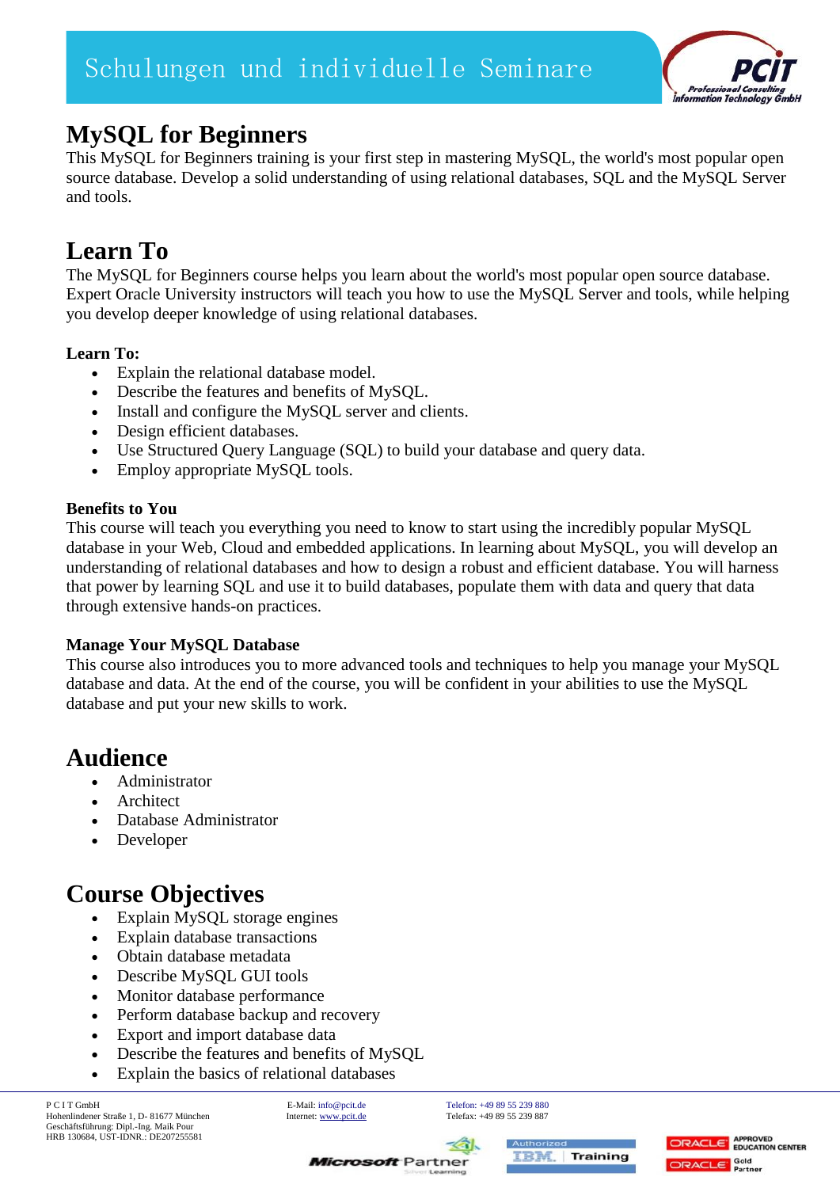# MySQL for Beginners

This MySQL for Beginners training is your first step in mastering MySQL, the world's most popular open source database. Develop a solid understanding of using relational databases, SQL and the MySQL Server and tools.

## Learn To

The MySQL for Beginners course helps you learn about the world's most popular open source database. Expert Oracle University instructors will teach you how to use the MySQL Server and tools, while helping you develop deeper knowledge of using relational databases.

### Learn To:

- Explain the relational database model.
- Describe the features and benefits of MySQL.
- Install and configure the MySQL server and clients.
- Design efficient databases.
- Use Structured Query Language (SQL) to build your database and query data.
- Employ appropriate MySQL tools.

### Benefits to You

This course will teach you everything you need to know to start using the incredibly popular MySQL database in your Web, Cloud and embedded applications. In learning about MySQL, you will develop an understanding of relational databases and how to design a robust and efficient database. You will harness that power by learning SQL and use it to build databases, populate them with data and query that data through extensive hands-on practices.

### Manage Your MySQL Database

This course also introduces you to more advanced tools and techniques to help you manage your MySQL database and data. At the end of the course, you will be confident in your abilities to use the MySQL database and put your new skills to work.

## Audience

- Administrator
- Architect
- Database Administrator
- Developer

## Course Objectives

- Explain MySQL storage engines
- Explain database transactions
- Obtain database metadata
- Describe MySQL GUI tools
- Monitor database performance
- Perform database backup and recovery
- Export and import database data
- Describe the features and benefits of MySQL
- Explain the basics of relational databases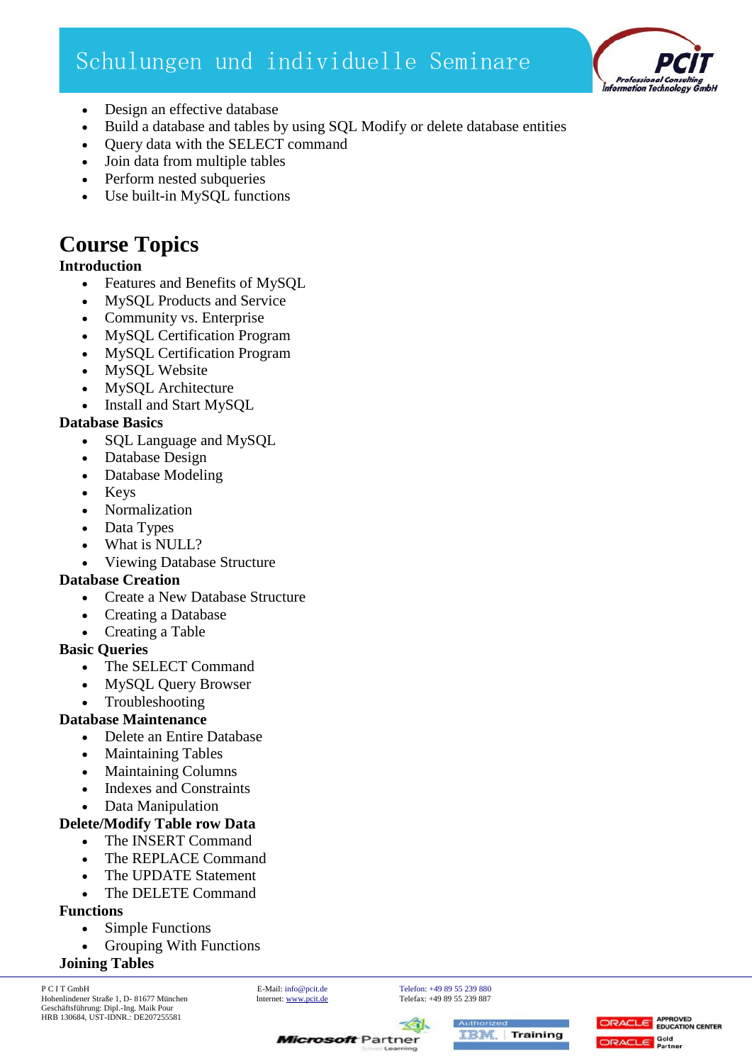- Design an effective database
- Build a database and tables by using SQL Modify or delete database entities
- Query data with the SELECT command
- Join data from multiple tables
- Perform nested subqueries
- Use built-in MySQL functions

# Course Topics

**Introduction**

- Features and Benefits of MySQL
- MySQL Products and Service
- Community vs. Enterprise
- MySQL Certification Program
- MySQL Certification Program
- MySQL Website
- MySQL Architecture
- Install and Start MySQL

**Database Basics**

- SQL Language and MySQL
- Database Design
- Database Modeling
- Keys
- Normalization
- Data Types
- What is NULL?
- Viewing Database Structure

**Database Creation**

- Create a New Database Structure
- Creating a Database
- Creating a Table

**Basic Queries**

- The SELECT Command
- MySQL Query Browser
- Troubleshooting

**Database Maintenance**

- Delete an Entire Database
- Maintaining Tables
- Maintaining Columns
- Indexes and Constraints
- Data Manipulation

**Delete/Modify Table row Data**

- The INSERT Command
- The REPLACE Command
- The UPDATE Statement
- The DELETE Command

**Functions**

- Simple Functions
- Grouping With Functions

**Joining Tables**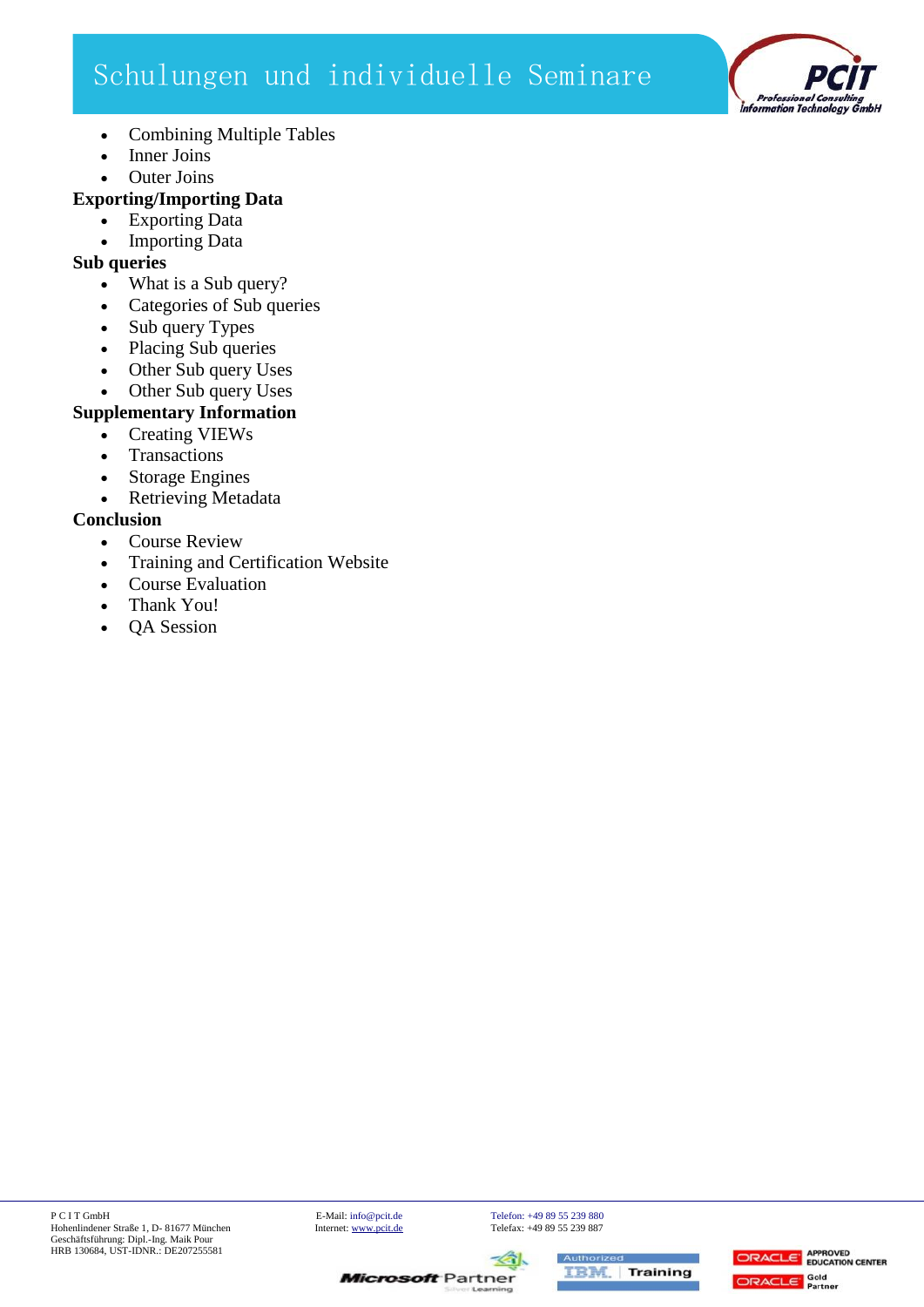- Combining Multiple Tables
- Inner Joins
- Outer Joins

**Exporting/Importing Data**

- Exporting Data
- Importing Data

**Sub queries**

- What is a Sub query?
- Categories of Sub queries
- Sub query Types
- Placing Sub queries
- Other Sub query Uses
- Other Sub query Uses

**Supplementary Information**

- Creating VIEWs
- Transactions
- Storage Engines
- Retrieving Metadata

**Conclusion**

- Course Review
- Training and Certification Website
- Course Evaluation
- Thank You!
- QA Session